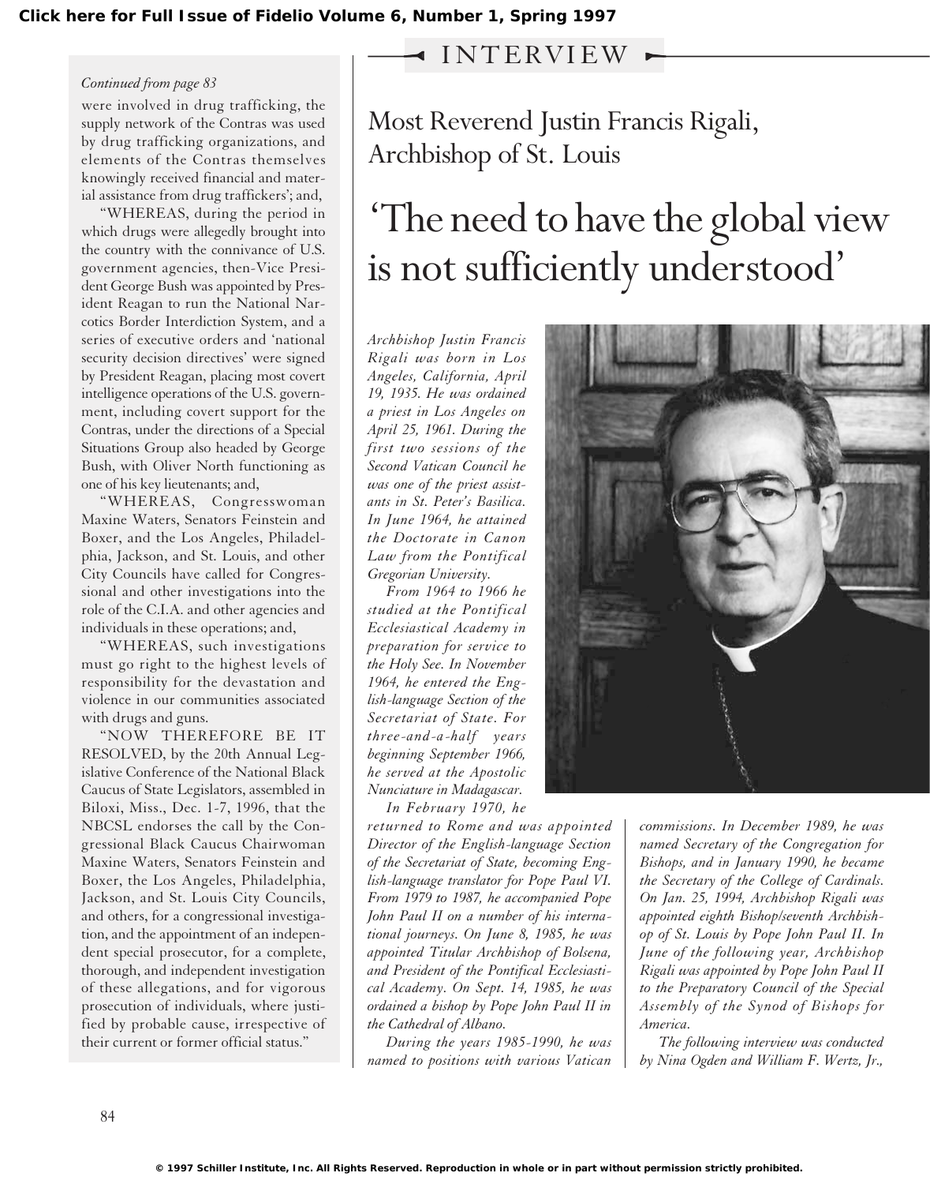Click here for Full Issue of Fidelio Volume 6, Number 1, Spring 1997

*Continued from page 83*

were involved in drug trafficking, the supply network of the Contras was used by drug trafficking organizations, and elements of the Contras themselves knowingly received financial and material assistance from drug traffickers'; and,

"WHEREAS, during the period in which drugs were allegedly brought into the country with the connivance of U.S. government agencies, then-Vice President George Bush was appointed by President Reagan to run the National Narcotics Border Interdiction System, and a series of executive orders and 'national security decision directives' were signed by President Reagan, placing most covert intelligence operations of the U.S. government, including covert support for the Contras, under the directions of a Special Situations Group also headed by George Bush, with Oliver North functioning as one of his key lieutenants; and,

"WHEREAS, Congresswoman Maxine Waters, Senators Feinstein and Boxer, and the Los Angeles, Philadelphia, Jackson, and St. Louis, and other City Councils have called for Congressional and other investigations into the role of the C.I.A. and other agencies and individuals in these operations; and,

"WHEREAS, such investigations must go right to the highest levels of responsibility for the devastation and violence in our communities associated with drugs and guns.

"NOW THEREFORE BE IT RESOLVED, by the 20th Annual Legislative Conference of the National Black Caucus of State Legislators, assembled in Biloxi, Miss., Dec. 1-7, 1996, that the NBCSL endorses the call by the Congressional Black Caucus Chairwoman Maxine Waters, Senators Feinstein and Boxer, the Los Angeles, Philadelphia, Jackson, and St. Louis City Councils, and others, for a congressional investigation, and the appointment of an independent special prosecutor, for a complete, thorough, and independent investigation of these allegations, and for vigorous prosecution of individuals, where justified by probable cause, irrespective of their current or former official status."

INTERVIEW

## Most Reverend Justin Francis Rigali, Archbishop of St. Louis

# 'The need to have the global view is not sufficiently understood'

*Archbishop Justin Francis Rigali was born in Los Angeles, California, April 19, 1935. He was ordained a priest in Los Angeles on April 25, 1961. During the first two sessions of the Second Vatican Council he was one of the priest assistants in St. Peter's Basilica. In June 1964, he attained the Doctorate in Canon Law from the Pontifical Gregorian University.*

*From 1964 to 1966 he studied at the Pontifical Ecclesiastical Academy in preparation for service to the Holy See. In November 1964, he entered the English-language Section of the Secretariat of State. For three-and-a-half years beginning September 1966, he served at the Apostolic Nunciature in Madagascar.*

*In February 1970, he returned to Rome and was appointed Director of the English-language Section of the Secretariat of State, becoming English-language translator for Pope Paul VI. From 1979 to 1987, he accompanied Pope John Paul II on a number of his international journeys. On June 8, 1985, he was appointed Titular Archbishop of Bolsena, and President of the Pontifical Ecclesiastical Academy. On Sept. 14, 1985, he was ordained a bishop by Pope John Paul II in the Cathedral of Albano.*

*During the years 1985-1990, he was named to positions with various Vatican commissions. In December 1989, he was named Secretary of the Congregation for Bishops, and in January 1990, he became the Secretary of the College of Cardinals. On Jan. 25, 1994, Archbishop Rigali was appointed eighth Bishop/seventh Archbishop of St. Louis by Pope John Paul II. In June of the following year, Archbishop Rigali was appointed by Pope John Paul II to the Preparatory Council of the Special Assembly of the Synod of Bishops for America.*

*The following interview was conducted by Nina Ogden and William F. Wertz, Jr.,*

© 1997 Schiller Institute, Inc. All Rights Reserved. Reproduction in whole or in part without permission strictly prohibited.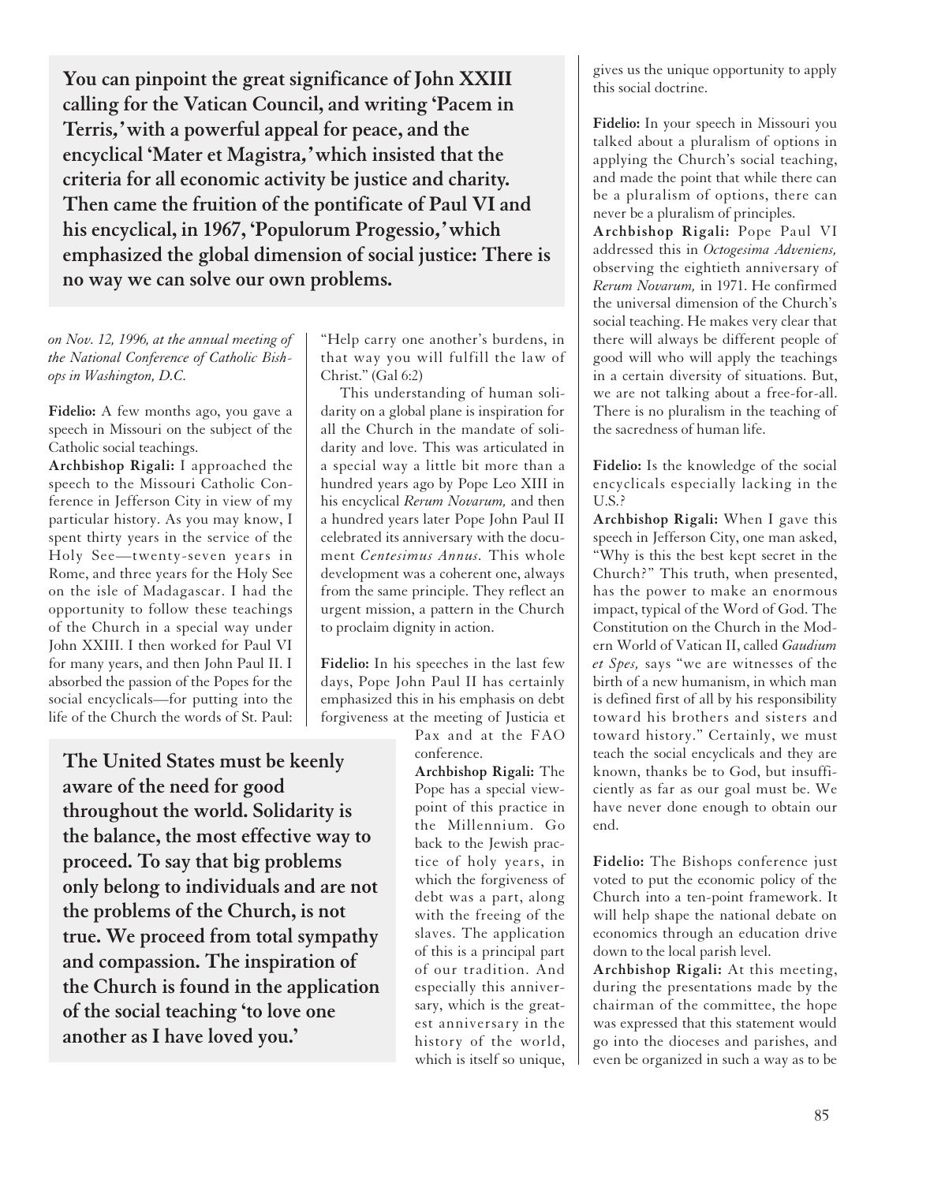**You can pinpoint the great significance of John XXIII calling for the Vatican Council, and writing 'Pacem in Terris,' with a powerful appeal for peace, and the encyclical 'Mater et Magistra,' which insisted that the criteria for all economic activity be justice and charity. Then came the fruition of the pontificate of Paul VI and his encyclical, in 1967, 'Populorum Progessio,' which emphasized the global dimension of social justice: There is no way we can solve our own problems.**

*on Nov. 12, 1996, at the annual meeting of the National Conference of Catholic Bishops in Washington, D.C.*

**Fidelio:** A few months ago, you gave a speech in Missouri on the subject of the Catholic social teachings.

**Archbishop Rigali:** I approached the speech to the Missouri Catholic Conference in Jefferson City in view of my particular history. As you may know, I spent thirty years in the service of the Holy See—twenty-seven years in Rome, and three years for the Holy See on the isle of Madagascar. I had the opportunity to follow these teachings of the Church in a special way under John XXIII. I then worked for Paul VI for many years, and then John Paul II. I absorbed the passion of the Popes for the social encyclicals—for putting into the life of the Church the words of St. Paul: "Help carry one another's burdens, in that way you will fulfill the law of Christ." (Gal 6:2)

This understanding of human solidarity on a global plane is inspiration for all the Church in the mandate of solidarity and love. This was articulated in a special way a little bit more than a hundred years ago by Pope Leo XIII in his encyclical *Rerum Novarum,* and then a hundred years later Pope John Paul II celebrated its anniversary with the document *Centesimus Annus.* This whole development was a coherent one, always from the same principle. They reflect an urgent mission, a pattern in the Church to proclaim dignity in action.

**Fidelio:** In his speeches in the last few days, Pope John Paul II has certainly emphasized this in his emphasis on debt forgiveness at the meeting of Justicia et Pax and at the FAO conference.

**Archbishop Rigali:** The Pope has a special viewpoint of this practice in the Millennium. Go back to the Jewish practice of holy years, in which the forgiveness of debt was a part, along with the freeing of the slaves. The application of this is a principal part of our tradition. And especially this anniversary, which is the greatest anniversary in the history of the world, which is itself so unique, gives us the unique opportunity to apply this social doctrine.

**The United States must be keenly aware of the need for good throughout the world. Solidarity is the balance, the most effective way to proceed. To say that big problems only belong to individuals and are not the problems of the Church, is not true. We proceed from total sympathy and compassion. The inspiration of the Church is found in the application of the social teaching 'to love one another as I have loved you.'**

**Fidelio:** In your speech in Missouri you talked about a pluralism of options in applying the Church's social teaching, and made the point that while there can be a pluralism of options, there can never be a pluralism of principles.

**Archbishop Rigali:** Pope Paul VI addressed this in *Octogesima Adveniens,* observing the eightieth anniversary of *Rerum Novarum,* in 1971. He confirmed the universal dimension of the Church's social teaching. He makes very clear that there will always be different people of good will who will apply the teachings in a certain diversity of situations. But, we are not talking about a free-for-all. There is no pluralism in the teaching of the sacredness of human life.

**Fidelio:** Is the knowledge of the social encyclicals especially lacking in the U.S.?

**Archbishop Rigali:** When I gave this speech in Jefferson City, one man asked, "Why is this the best kept secret in the Church?" This truth, when presented, has the power to make an enormous impact, typical of the Word of God. The Constitution on the Church in the Modern World of Vatican II, called *Gaudium et Spes,* says "we are witnesses of the birth of a new humanism, in which man is defined first of all by his responsibility toward his brothers and sisters and toward history." Certainly, we must teach the social encyclicals and they are known, thanks be to God, but insufficiently as far as our goal must be. We have never done enough to obtain our end.

**Fidelio:** The Bishops conference just voted to put the economic policy of the Church into a ten-point framework. It will help shape the national debate on economics through an education drive down to the local parish level.

**Archbishop Rigali:** At this meeting, during the presentations made by the chairman of the committee, the hope was expressed that this statement would go into the dioceses and parishes, and even be organized in such a way as to be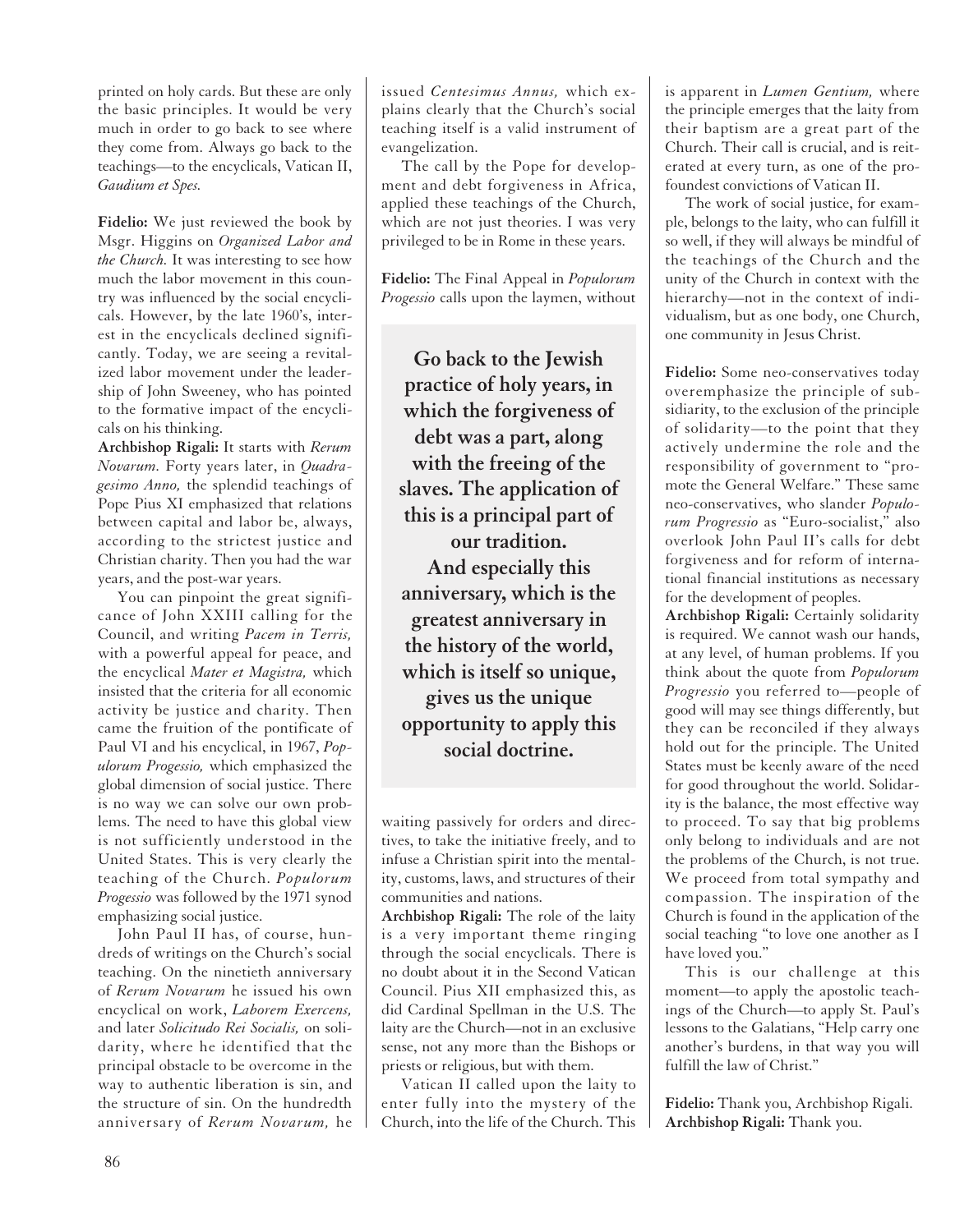printed on holy cards. But these are only the basic principles. It would be very much in order to go back to see where they come from. Always go back to the teachings—to the encyclicals, Vatican II, *Gaudium et Spes.*

**Fidelio:** We just reviewed the book by Msgr. Higgins on *Organized Labor and the Church.* It was interesting to see how much the labor movement in this country was influenced by the social encyclicals. However, by the late 1960's, interest in the encyclicals declined significantly. Today, we are seeing a revitalized labor movement under the leadership of John Sweeney, who has pointed to the formative impact of the encyclicals on his thinking.

**Archbishop Rigali:** It starts with *Rerum Novarum.* Forty years later, in *Quadragesimo Anno,* the splendid teachings of Pope Pius XI emphasized that relations between capital and labor be, always, according to the strictest justice and Christian charity. Then you had the war years, and the post-war years.

You can pinpoint the great significance of John XXIII calling for the Council, and writing *Pacem in Terris,* with a powerful appeal for peace, and the encyclical *Mater et Magistra,* which insisted that the criteria for all economic activity be justice and charity. Then came the fruition of the pontificate of Paul VI and his encyclical, in 1967, *Populorum Progessio,* which emphasized the global dimension of social justice. There is no way we can solve our own problems. The need to have this global view is not sufficiently understood in the United States. This is very clearly the teaching of the Church. *Populorum Progessio* was followed by the 1971 synod emphasizing social justice.

John Paul II has, of course, hundreds of writings on the Church's social teaching. On the ninetieth anniversary of *Rerum Novarum* he issued his own encyclical on work, *Laborem Exercens,* and later *Solicitudo Rei Socialis,* on solidarity, where he identified that the principal obstacle to be overcome in the way to authentic liberation is sin, and the structure of sin. On the hundredth anniversary of *Rerum Novarum,* he issued *Centesimus Annus,* which explains clearly that the Church's social teaching itself is a valid instrument of evangelization.

The call by the Pope for development and debt forgiveness in Africa, applied these teachings of the Church, which are not just theories. I was very privileged to be in Rome in these years.

**Fidelio:** The Final Appeal in *Populorum Progessio* calls upon the laymen, without waiting passively for orders and directives, to take the initiative freely, and to infuse a Christian spirit into the mentality, customs, laws, and structures of their communities and nations.

> **Go back to the Jewish practice of holy years, in which the forgiveness of debt was a part, along with the freeing of the slaves. The application of this is a principal part of our tradition. And especially this anniversary, which is the greatest anniversary in the history of the world, which is itself so unique, gives us the unique opportunity to apply this social doctrine.**

**Archbishop Rigali:** The role of the laity is a very important theme ringing through the social encyclicals. There is no doubt about it in the Second Vatican Council. Pius XII emphasized this, as did Cardinal Spellman in the U.S. The laity are the Church—not in an exclusive sense, not any more than the Bishops or priests or religious, but with them.

Vatican II called upon the laity to enter fully into the mystery of the Church, into the life of the Church. This is apparent in *Lumen Gentium,* where the principle emerges that the laity from their baptism are a great part of the Church. Their call is crucial, and is reiterated at every turn, as one of the profoundest convictions of Vatican II.

The work of social justice, for example, belongs to the laity, who can fulfill it so well, if they will always be mindful of the teachings of the Church and the unity of the Church in context with the hierarchy—not in the context of individualism, but as one body, one Church, one community in Jesus Christ.

**Fidelio:** Some neo-conservatives today overemphasize the principle of subsidiarity, to the exclusion of the principle of solidarity—to the point that they actively undermine the role and the responsibility of government to "promote the General Welfare." These same neo-conservatives, who slander *Populorum Progressio* as "Euro-socialist," also overlook John Paul II's calls for debt forgiveness and for reform of international financial institutions as necessary for the development of peoples.

**Archbishop Rigali:** Certainly solidarity is required. We cannot wash our hands, at any level, of human problems. If you think about the quote from *Populorum Progressio* you referred to—people of good will may see things differently, but they can be reconciled if they always hold out for the principle. The United States must be keenly aware of the need for good throughout the world. Solidarity is the balance, the most effective way to proceed. To say that big problems only belong to individuals and are not the problems of the Church, is not true. We proceed from total sympathy and compassion. The inspiration of the Church is found in the application of the social teaching "to love one another as I have loved you."

This is our challenge at this moment—to apply the apostolic teachings of the Church—to apply St. Paul's lessons to the Galatians, "Help carry one another's burdens, in that way you will fulfill the law of Christ."

**Fidelio:** Thank you, Archbishop Rigali.
**Archbishop Rigali:** Thank you.